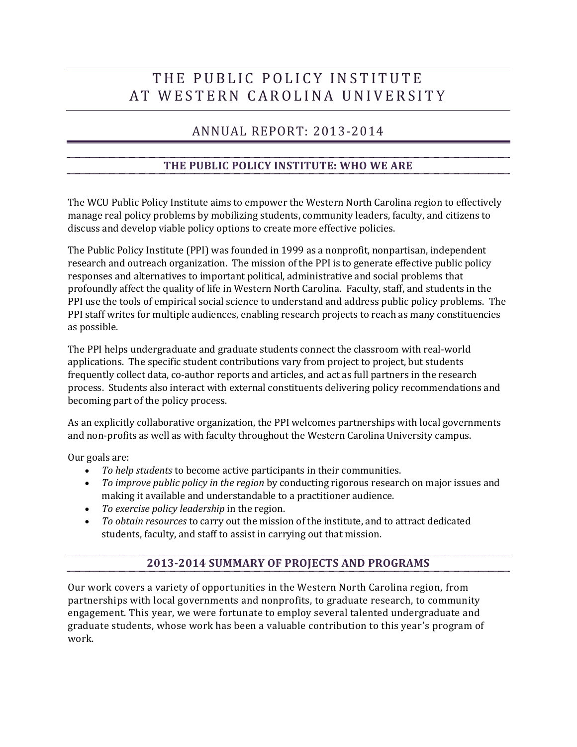# THE PUBLIC POLICY INSTITUTE AT WESTERN CAROLINA UNIVERSITY

## ANNUAL REPORT: 2013-2014

### THE PUBLIC POLICY INSTITUTE: WHO WE ARE

The WCU Public Policy Institute aims to empower the Western North Carolina region to effectively manage real policy problems by mobilizing students, community leaders, faculty, and citizens to discuss and develop viable policy options to create more effective policies.

The Public Policy Institute (PPI) was founded in 1999 as a nonprofit, nonpartisan, independent research and outreach organization. The mission of the PPI is to generate effective public policy responses and alternatives to important political, administrative and social problems that profoundly affect the quality of life in Western North Carolina. Faculty, staff, and students in the PPI use the tools of empirical social science to understand and address public policy problems. The PPI staff writes for multiple audiences, enabling research projects to reach as many constituencies as possible.

The PPI helps undergraduate and graduate students connect the classroom with real-world applications. The specific student contributions vary from project to project, but students frequently collect data, co-author reports and articles, and act as full partners in the research process. Students also interact with external constituents delivering policy recommendations and becoming part of the policy process.

As an explicitly collaborative organization, the PPI welcomes partnerships with local governments and non-profits as well as with faculty throughout the Western Carolina University campus.

Our goals are:

- *To help students* to become active participants in their communities.
- *To improve public policy in the region* by conducting rigorous research on major issues and making it available and understandable to a practitioner audience.
- *To exercise policy leadership* in the region.
- *To obtain resources* to carry out the mission of the institute, and to attract dedicated students, faculty, and staff to assist in carrying out that mission.

### 2013-2014 SUMMARY OF PROJECTS AND PROGRAMS

Our work covers a variety of opportunities in the Western North Carolina region, from partnerships with local governments and nonprofits, to graduate research, to community engagement. This year, we were fortunate to employ several talented undergraduate and graduate students, whose work has been a valuable contribution to this year's program of work.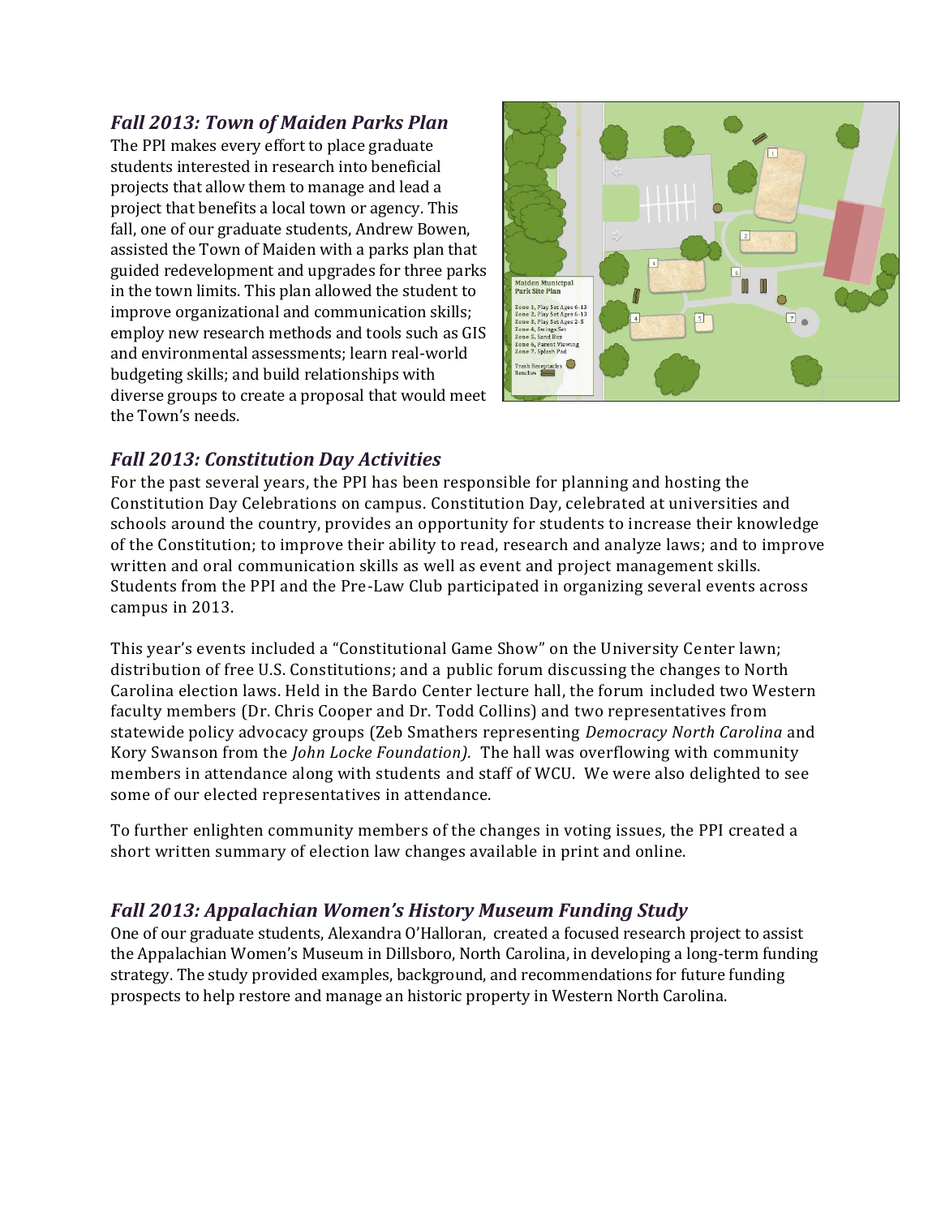### *Fall 2013: Town of Maiden Parks Plan*

The PPI makes every effort to place graduate students interested in research into beneficial projects that allow them to manage and lead a project that benefits a local town or agency. This fall, one of our graduate students, Andrew Bowen, assisted the Town of Maiden with a parks plan that guided redevelopment and upgrades for three parks in the town limits. This plan allowed the student to improve organizational and communication skills; employ new research methods and tools such as GIS and environmental assessments; learn real-world budgeting skills; and build relationships with diverse groups to create a proposal that would meet the Town's needs.

### *Fall 2013: Constitution Day Activities*

For the past several years, the PPI has been responsible for planning and hosting the Constitution Day Celebrations on campus. Constitution Day, celebrated at universities and schools around the country, provides an opportunity for students to increase their knowledge of the Constitution; to improve their ability to read, research and analyze laws; and to improve written and oral communication skills as well as event and project management skills. Students from the PPI and the Pre-Law Club participated in organizing several events across campus in 2013.

This year's events included a "Constitutional Game Show" on the University Center lawn; distribution of free U.S. Constitutions; and a public forum discussing the changes to North Carolina election laws. Held in the Bardo Center lecture hall, the forum included two Western faculty members (Dr. Chris Cooper and Dr. Todd Collins) and two representatives from statewide policy advocacy groups (Zeb Smathers representing *Democracy North Carolina* and Kory Swanson from the *John Locke Foundation).* The hall was overflowing with community members in attendance along with students and staff of WCU. We were also delighted to see some of our elected representatives in attendance.

To further enlighten community members of the changes in voting issues, the PPI created a short written summary of election law changes available in print and online.

### *Fall 2013: Appalachian Women's History Museum Funding Study*

One of our graduate students, Alexandra O'Halloran, created a focused research project to assist the Appalachian Women's Museum in Dillsboro, North Carolina, in developing a long-term funding strategy. The study provided examples, background, and recommendations for future funding prospects to help restore and manage an historic property in Western North Carolina.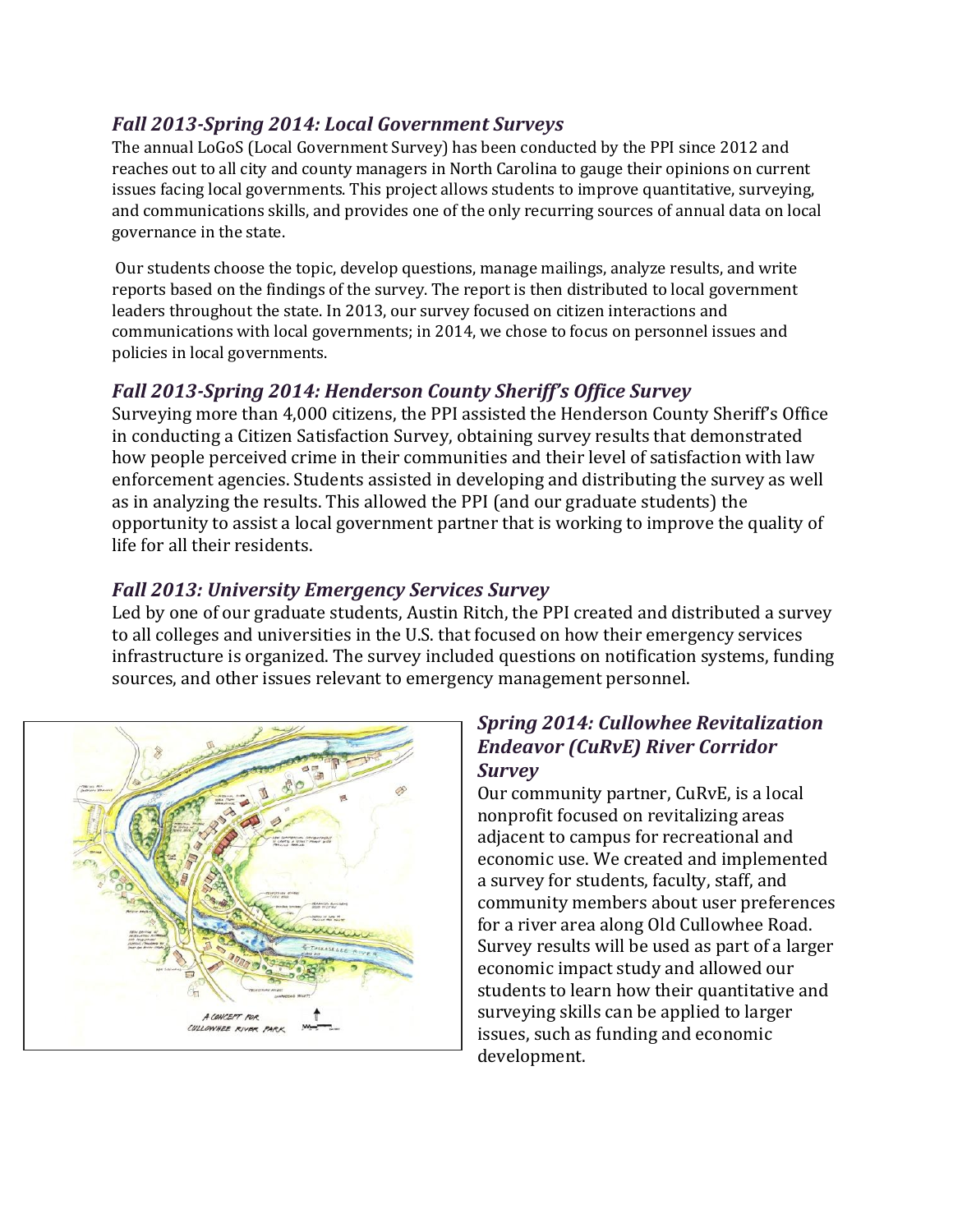### *Fall 2013-Spring 2014: Local Government Surveys*

The annual LoGoS (Local Government Survey) has been conducted by the PPI since 2012 and reaches out to all city and county managers in North Carolina to gauge their opinions on current issues facing local governments. This project allows students to improve quantitative, surveying, and communications skills, and provides one of the only recurring sources of annual data on local governance in the state.

Our students choose the topic, develop questions, manage mailings, analyze results, and write reports based on the findings of the survey. The report is then distributed to local government leaders throughout the state. In 2013, our survey focused on citizen interactions and communications with local governments; in 2014, we chose to focus on personnel issues and policies in local governments.

### *Fall 2013-Spring 2014: Henderson County Sheriff's Office Survey*

Surveying more than 4,000 citizens, the PPI assisted the Henderson County Sheriff's Office in conducting a Citizen Satisfaction Survey, obtaining survey results that demonstrated how people perceived crime in their communities and their level of satisfaction with law enforcement agencies. Students assisted in developing and distributing the survey as well as in analyzing the results. This allowed the PPI (and our graduate students) the opportunity to assist a local government partner that is working to improve the quality of life for all their residents.

### *Fall 2013: University Emergency Services Survey*

Led by one of our graduate students, Austin Ritch, the PPI created and distributed a survey to all colleges and universities in the U.S. that focused on how their emergency services infrastructure is organized. The survey included questions on notification systems, funding sources, and other issues relevant to emergency management personnel.

### *Spring 2014: Cullowhee Revitalization Endeavor (CuRvE) River Corridor Survey*

Our community partner, CuRvE, is a local nonprofit focused on revitalizing areas adjacent to campus for recreational and economic use. We created and implemented a survey for students, faculty, staff, and community members about user preferences for a river area along Old Cullowhee Road. Survey results will be used as part of a larger economic impact study and allowed our students to learn how their quantitative and surveying skills can be applied to larger issues, such as funding and economic development.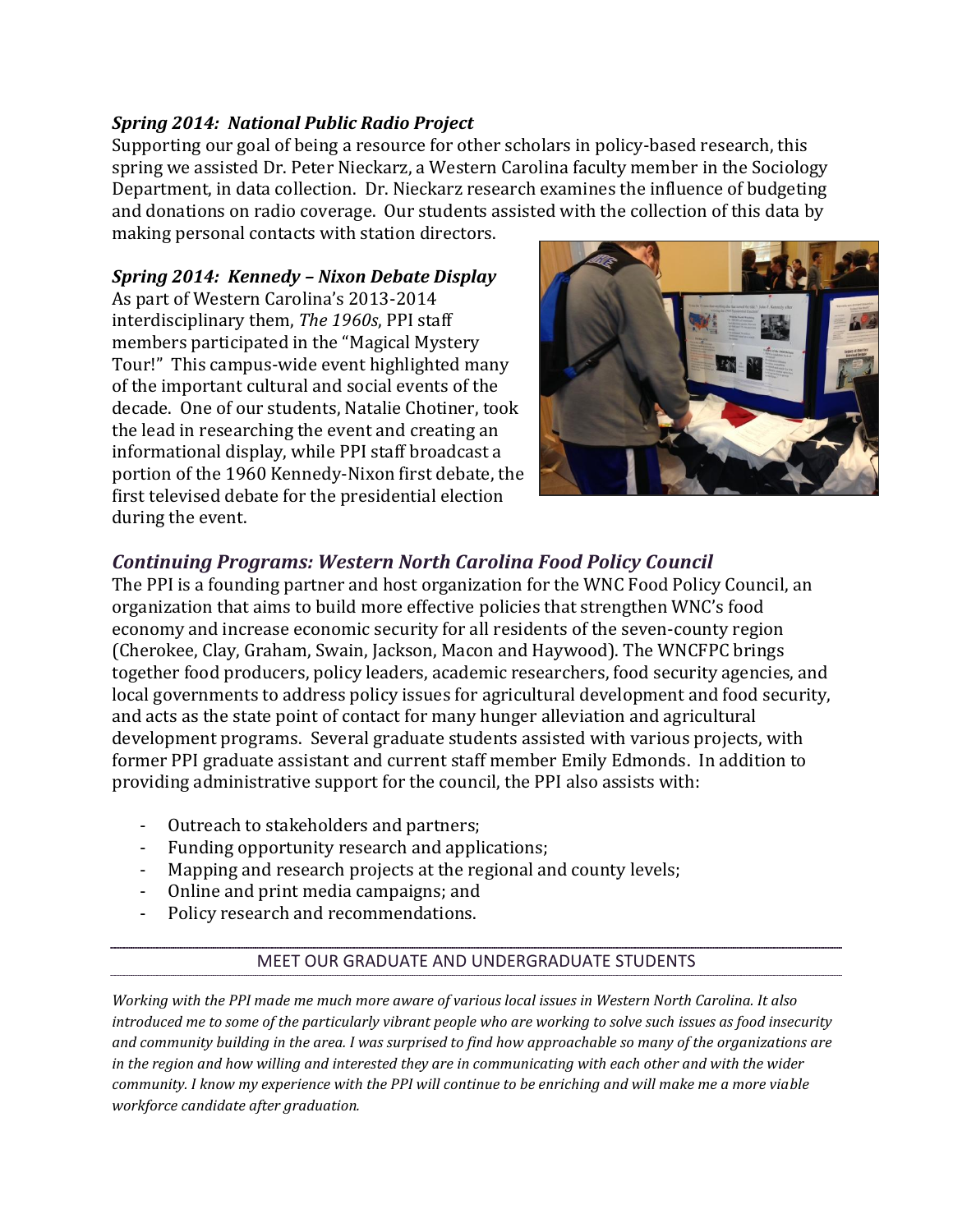***Spring 2014: National Public Radio Project***

Supporting our goal of being a resource for other scholars in policy-based research, this spring we assisted Dr. Peter Nieckarz, a Western Carolina faculty member in the Sociology Department, in data collection. Dr. Nieckarz research examines the influence of budgeting and donations on radio coverage. Our students assisted with the collection of this data by making personal contacts with station directors.

***Spring 2014: Kennedy – Nixon Debate Display***

As part of Western Carolina's 2013-2014 interdisciplinary them, *The 1960s*, PPI staff members participated in the "Magical Mystery Tour!" This campus-wide event highlighted many of the important cultural and social events of the decade. One of our students, Natalie Chotiner, took the lead in researching the event and creating an informational display, while PPI staff broadcast a portion of the 1960 Kennedy-Nixon first debate, the first televised debate for the presidential election during the event.

## *Continuing Programs: Western North Carolina Food Policy Council*

The PPI is a founding partner and host organization for the WNC Food Policy Council, an organization that aims to build more effective policies that strengthen WNC's food economy and increase economic security for all residents of the seven-county region (Cherokee, Clay, Graham, Swain, Jackson, Macon and Haywood). The WNCFPC brings together food producers, policy leaders, academic researchers, food security agencies, and local governments to address policy issues for agricultural development and food security, and acts as the state point of contact for many hunger alleviation and agricultural development programs. Several graduate students assisted with various projects, with former PPI graduate assistant and current staff member Emily Edmonds. In addition to providing administrative support for the council, the PPI also assists with:

- Outreach to stakeholders and partners;
- Funding opportunity research and applications;
- Mapping and research projects at the regional and county levels;
- Online and print media campaigns; and
- Policy research and recommendations.

---

MEET OUR GRADUATE AND UNDERGRADUATE STUDENTS

---

*Working with the PPI made me much more aware of various local issues in Western North Carolina. It also introduced me to some of the particularly vibrant people who are working to solve such issues as food insecurity and community building in the area. I was surprised to find how approachable so many of the organizations are in the region and how willing and interested they are in communicating with each other and with the wider community. I know my experience with the PPI will continue to be enriching and will make me a more viable workforce candidate after graduation.*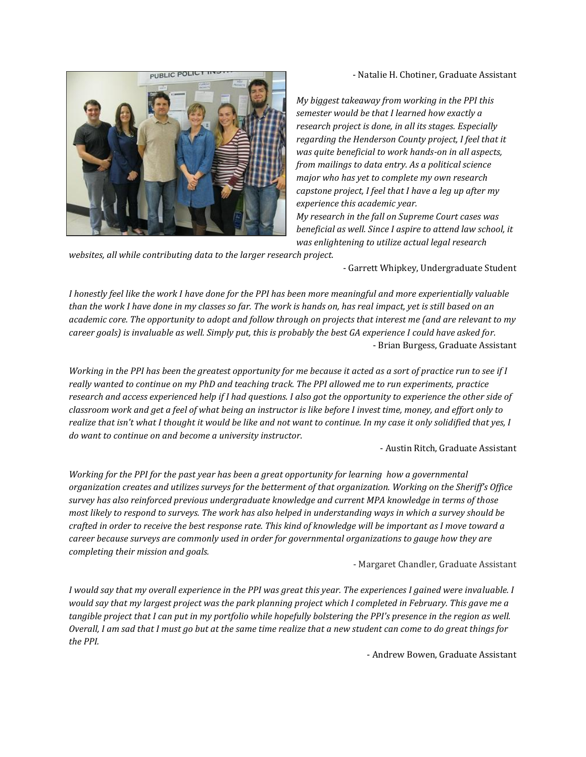- Natalie H. Chotiner, Graduate Assistant

*My biggest takeaway from working in the PPI this semester would be that I learned how exactly a research project is done, in all its stages. Especially regarding the Henderson County project, I feel that it was quite beneficial to work hands-on in all aspects, from mailings to data entry. As a political science major who has yet to complete my own research capstone project, I feel that I have a leg up after my experience this academic year.*
*My research in the fall on Supreme Court cases was beneficial as well. Since I aspire to attend law school, it was enlightening to utilize actual legal research websites, all while contributing data to the larger research project.*

- Garrett Whipkey, Undergraduate Student

*I honestly feel like the work I have done for the PPI has been more meaningful and more experientially valuable than the work I have done in my classes so far. The work is hands on, has real impact, yet is still based on an academic core. The opportunity to adopt and follow through on projects that interest me (and are relevant to my career goals) is invaluable as well. Simply put, this is probably the best GA experience I could have asked for.*

- Brian Burgess, Graduate Assistant

*Working in the PPI has been the greatest opportunity for me because it acted as a sort of practice run to see if I really wanted to continue on my PhD and teaching track. The PPI allowed me to run experiments, practice research and access experienced help if I had questions. I also got the opportunity to experience the other side of classroom work and get a feel of what being an instructor is like before I invest time, money, and effort only to realize that isn't what I thought it would be like and not want to continue. In my case it only solidified that yes, I do want to continue on and become a university instructor.*

- Austin Ritch, Graduate Assistant

*Working for the PPI for the past year has been a great opportunity for learning how a governmental organization creates and utilizes surveys for the betterment of that organization. Working on the Sheriff's Office survey has also reinforced previous undergraduate knowledge and current MPA knowledge in terms of those most likely to respond to surveys. The work has also helped in understanding ways in which a survey should be crafted in order to receive the best response rate. This kind of knowledge will be important as I move toward a career because surveys are commonly used in order for governmental organizations to gauge how they are completing their mission and goals.*

- Margaret Chandler, Graduate Assistant

*I would say that my overall experience in the PPI was great this year. The experiences I gained were invaluable. I would say that my largest project was the park planning project which I completed in February. This gave me a tangible project that I can put in my portfolio while hopefully bolstering the PPI's presence in the region as well. Overall, I am sad that I must go but at the same time realize that a new student can come to do great things for the PPI.*

- Andrew Bowen, Graduate Assistant